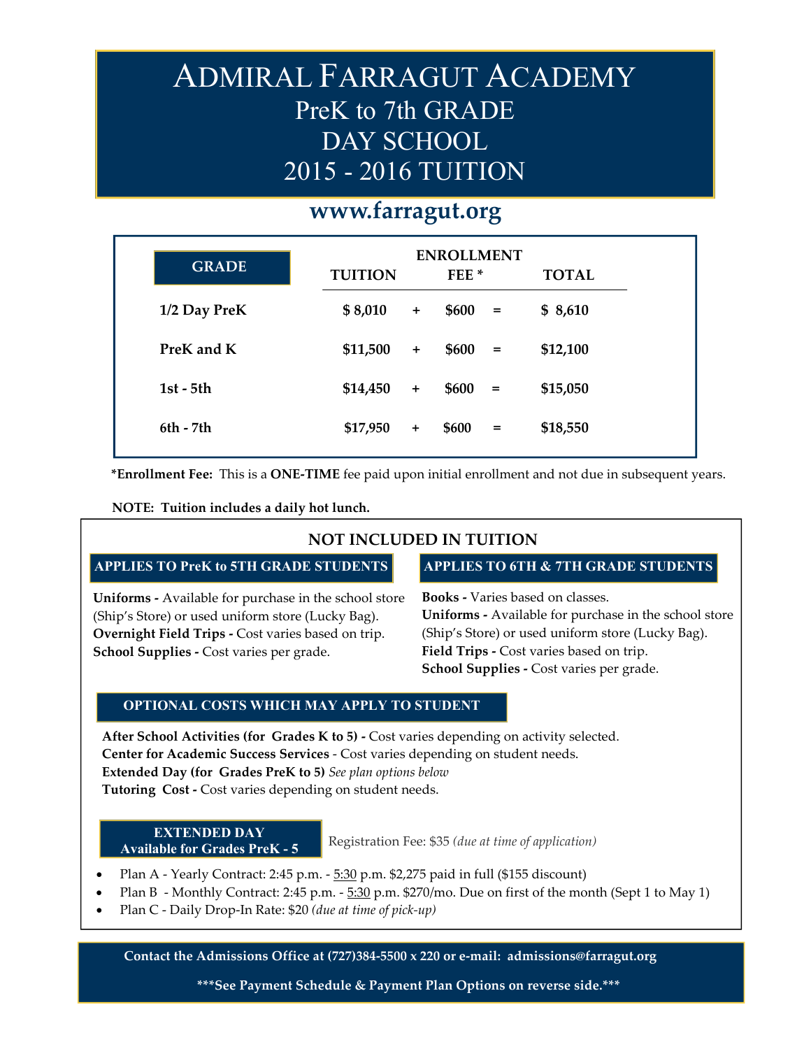# Admiral Farragut Academy
## PreK to 7th GRADE
## DAY SCHOOL
## 2015 - 2016 TUITION

**www.farragut.org**

| GRADE | TUITION | | ENROLLMENT FEE * | | TOTAL |
|---|---|---|---|---|---|
| 1/2 Day PreK | $ 8,010 | + | $600 | = | $ 8,610 |
| PreK and K | $11,500 | + | $600 | = | $12,100 |
| 1st - 5th | $14,450 | + | $600 | = | $15,050 |
| 6th - 7th | $17,950 | + | $600 | = | $18,550 |

***Enrollment Fee:** This is a **ONE-TIME** fee paid upon initial enrollment and not due in subsequent years.

**NOTE: Tuition includes a daily hot lunch.**

## NOT INCLUDED IN TUITION

### APPLIES TO PreK to 5TH GRADE STUDENTS

**Uniforms -** Available for purchase in the school store (Ship's Store) or used uniform store (Lucky Bag).
**Overnight Field Trips -** Cost varies based on trip.
**School Supplies -** Cost varies per grade.

### APPLIES TO 6TH & 7TH GRADE STUDENTS

**Books -** Varies based on classes.
**Uniforms -** Available for purchase in the school store (Ship's Store) or used uniform store (Lucky Bag).
**Field Trips -** Cost varies based on trip.
**School Supplies -** Cost varies per grade.

### OPTIONAL COSTS WHICH MAY APPLY TO STUDENT

**After School Activities (for Grades K to 5) -** Cost varies depending on activity selected.
**Center for Academic Success Services** - Cost varies depending on student needs.
**Extended Day (for Grades PreK to 5)** *See plan options below*
**Tutoring Cost -** Cost varies depending on student needs.

### EXTENDED DAY Available for Grades PreK - 5

Registration Fee: $35 *(due at time of application)*

- Plan A - Yearly Contract: 2:45 p.m. - 5:30 p.m. $2,275 paid in full ($155 discount)
- Plan B - Monthly Contract: 2:45 p.m. - 5:30 p.m. $270/mo. Due on first of the month (Sept 1 to May 1)
- Plan C - Daily Drop-In Rate: $20 *(due at time of pick-up)*

**Contact the Admissions Office at (727)384-5500 x 220 or e-mail: admissions@farragut.org**

**\*\*\*See Payment Schedule & Payment Plan Options on reverse side.\*\*\***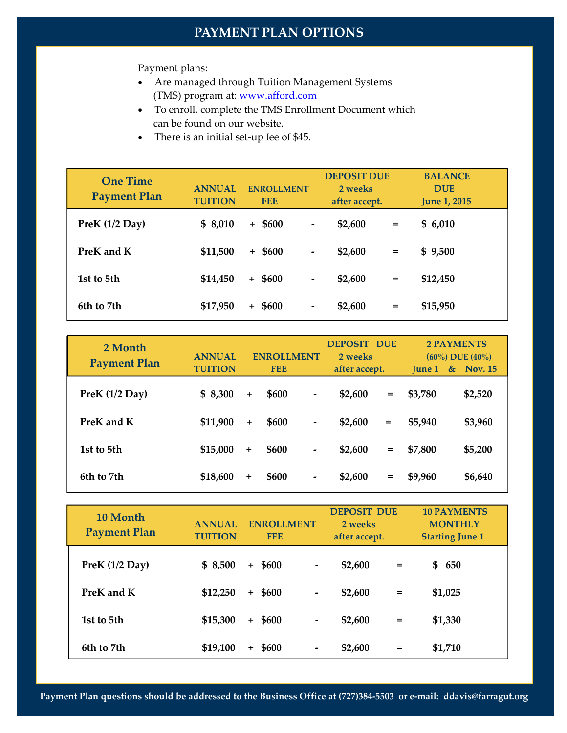# PAYMENT PLAN OPTIONS

Payment plans:

- Are managed through Tuition Management Systems (TMS) program at: www.afford.com
- To enroll, complete the TMS Enrollment Document which can be found on our website.
- There is an initial set-up fee of $45.

| One Time Payment Plan | ANNUAL TUITION | | ENROLLMENT FEE | | DEPOSIT DUE 2 weeks after accept. | | BALANCE DUE June 1, 2015 |
|---|---|---|---|---|---|---|---|
| PreK (1/2 Day) | $ 8,010 | + | $600 | - | $2,600 | = | $ 6,010 |
| PreK and K | $11,500 | + | $600 | - | $2,600 | = | $ 9,500 |
| 1st to 5th | $14,450 | + | $600 | - | $2,600 | = | $12,450 |
| 6th to 7th | $17,950 | + | $600 | - | $2,600 | = | $15,950 |

| 2 Month Payment Plan | ANNUAL TUITION | | ENROLLMENT FEE | | DEPOSIT DUE 2 weeks after accept. | | 2 PAYMENTS (60%) DUE June 1 | (40%) Nov. 15 |
|---|---|---|---|---|---|---|---|---|
| PreK (1/2 Day) | $ 8,300 | + | $600 | - | $2,600 | = | $3,780 | $2,520 |
| PreK and K | $11,900 | + | $600 | - | $2,600 | = | $5,940 | $3,960 |
| 1st to 5th | $15,000 | + | $600 | - | $2,600 | = | $7,800 | $5,200 |
| 6th to 7th | $18,600 | + | $600 | - | $2,600 | = | $9,960 | $6,640 |

| 10 Month Payment Plan | ANNUAL TUITION | | ENROLLMENT FEE | | DEPOSIT DUE 2 weeks after accept. | | 10 PAYMENTS MONTHLY Starting June 1 |
|---|---|---|---|---|---|---|---|
| PreK (1/2 Day) | $ 8,500 | + | $600 | - | $2,600 | = | $ 650 |
| PreK and K | $12,250 | + | $600 | - | $2,600 | = | $1,025 |
| 1st to 5th | $15,300 | + | $600 | - | $2,600 | = | $1,330 |
| 6th to 7th | $19,100 | + | $600 | - | $2,600 | = | $1,710 |

**Payment Plan questions should be addressed to the Business Office at (727)384-5503 or e-mail: ddavis@farragut.org**